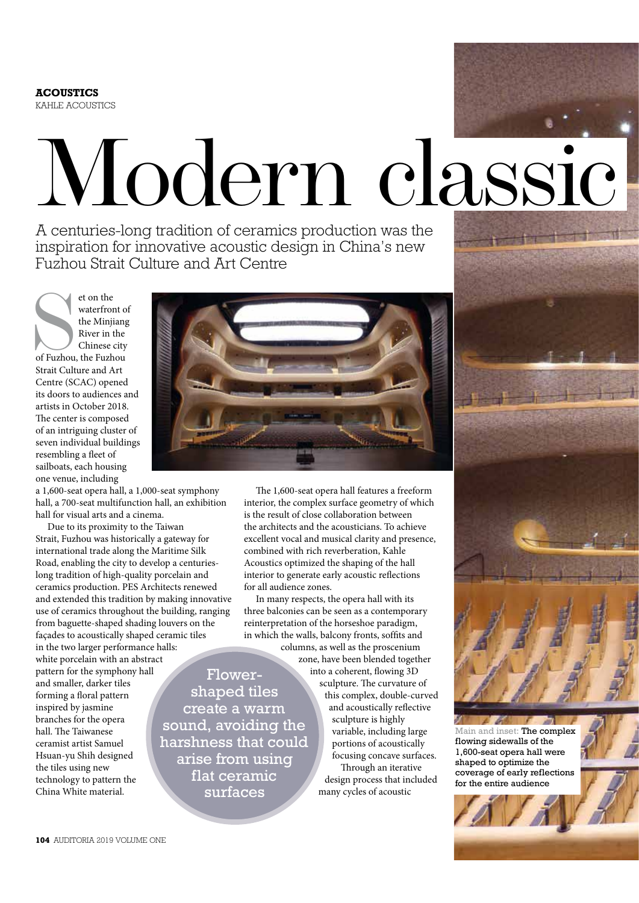**ACOUSTICS**
KAHLE ACOUSTICS

# Modern classic

A centuries-long tradition of ceramics production was the inspiration for innovative acoustic design in China's new Fuzhou Strait Culture and Art Centre

Set on the waterfront of the Minjiang River in the Chinese city of Fuzhou, the Fuzhou Strait Culture and Art Centre (SCAC) opened its doors to audiences and artists in October 2018. The center is composed of an intriguing cluster of seven individual buildings resembling a fleet of sailboats, each housing one venue, including a 1,600-seat opera hall, a 1,000-seat symphony hall, a 700-seat multifunction hall, an exhibition hall for visual arts and a cinema.

Due to its proximity to the Taiwan Strait, Fuzhou was historically a gateway for international trade along the Maritime Silk Road, enabling the city to develop a centuries-long tradition of high-quality porcelain and ceramics production. PES Architects renewed and extended this tradition by making innovative use of ceramics throughout the building, ranging from baguette-shaped shading louvers on the façades to acoustically shaped ceramic tiles in the two larger performance halls: white porcelain with an abstract pattern for the symphony hall and smaller, darker tiles forming a floral pattern inspired by jasmine branches for the opera hall. The Taiwanese ceramist artist Samuel Hsuan-yu Shih designed the tiles using new technology to pattern the China White material.

> Flower-shaped tiles create a warm sound, avoiding the harshness that could arise from using flat ceramic surfaces

The 1,600-seat opera hall features a freeform interior, the complex surface geometry of which is the result of close collaboration between the architects and the acousticians. To achieve excellent vocal and musical clarity and presence, combined with rich reverberation, Kahle Acoustics optimized the shaping of the hall interior to generate early acoustic reflections for all audience zones.

In many respects, the opera hall with its three balconies can be seen as a contemporary reinterpretation of the horseshoe paradigm, in which the walls, balcony fronts, soffits and columns, as well as the proscenium zone, have been blended together into a coherent, flowing 3D sculpture. The curvature of this complex, double-curved and acoustically reflective sculpture is highly variable, including large portions of acoustically focusing concave surfaces.

Through an iterative design process that included many cycles of acoustic

Main and inset: **The complex flowing sidewalls of the 1,600-seat opera hall were shaped to optimize the coverage of early reflections for the entire audience**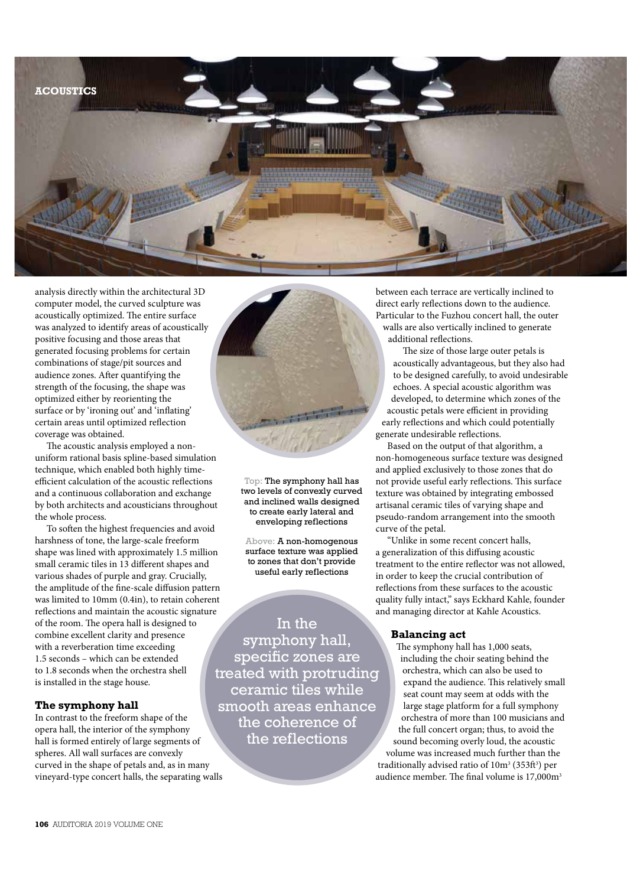analysis directly within the architectural 3D computer model, the curved sculpture was acoustically optimized. The entire surface was analyzed to identify areas of acoustically positive focusing and those areas that generated focusing problems for certain combinations of stage/pit sources and audience zones. After quantifying the strength of the focusing, the shape was optimized either by reorienting the surface or by 'ironing out' and 'inflating' certain areas until optimized reflection coverage was obtained.

The acoustic analysis employed a non-uniform rational basis spline-based simulation technique, which enabled both highly time-efficient calculation of the acoustic reflections and a continuous collaboration and exchange by both architects and acousticians throughout the whole process.

To soften the highest frequencies and avoid harshness of tone, the large-scale freeform shape was lined with approximately 1.5 million small ceramic tiles in 13 different shapes and various shades of purple and gray. Crucially, the amplitude of the fine-scale diffusion pattern was limited to 10mm (0.4in), to retain coherent reflections and maintain the acoustic signature of the room. The opera hall is designed to combine excellent clarity and presence with a reverberation time exceeding 1.5 seconds – which can be extended to 1.8 seconds when the orchestra shell is installed in the stage house.

### The symphony hall

In contrast to the freeform shape of the opera hall, the interior of the symphony hall is formed entirely of large segments of spheres. All wall surfaces are convexly curved in the shape of petals and, as in many vineyard-type concert halls, the separating walls between each terrace are vertically inclined to direct early reflections down to the audience. Particular to the Fuzhou concert hall, the outer walls are also vertically inclined to generate additional reflections.

The size of those large outer petals is acoustically advantageous, but they also had to be designed carefully, to avoid undesirable echoes. A special acoustic algorithm was developed, to determine which zones of the acoustic petals were efficient in providing early reflections and which could potentially generate undesirable reflections.

Based on the output of that algorithm, a non-homogeneous surface texture was designed and applied exclusively to those zones that do not provide useful early reflections. This surface texture was obtained by integrating embossed artisanal ceramic tiles of varying shape and pseudo-random arrangement into the smooth curve of the petal.

"Unlike in some recent concert halls, a generalization of this diffusing acoustic treatment to the entire reflector was not allowed, in order to keep the crucial contribution of reflections from these surfaces to the acoustic quality fully intact," says Eckhard Kahle, founder and managing director at Kahle Acoustics.

Top: The symphony hall has two levels of convexly curved and inclined walls designed to create early lateral and enveloping reflections

Above: A non-homogenous surface texture was applied to zones that don't provide useful early reflections

> In the symphony hall, specific zones are treated with protruding ceramic tiles while smooth areas enhance the coherence of the reflections

### Balancing act

The symphony hall has 1,000 seats, including the choir seating behind the orchestra, which can also be used to expand the audience. This relatively small seat count may seem at odds with the large stage platform for a full symphony orchestra of more than 100 musicians and the full concert organ; thus, to avoid the sound becoming overly loud, the acoustic volume was increased much further than the traditionally advised ratio of $10m^3$ ($353ft^3$) per audience member. The final volume is $17,000m^3$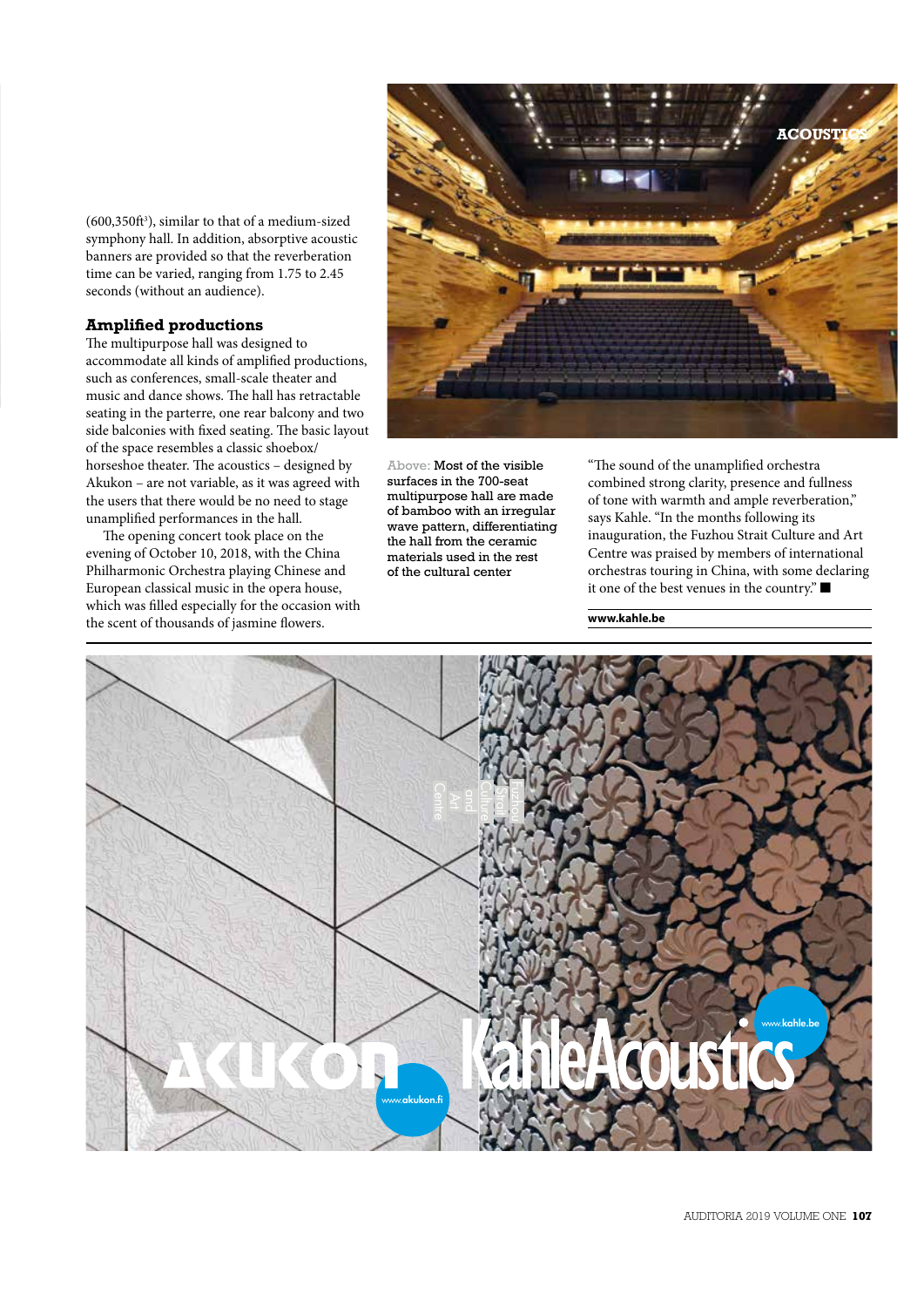(600,350ft³), similar to that of a medium-sized symphony hall. In addition, absorptive acoustic banners are provided so that the reverberation time can be varied, ranging from 1.75 to 2.45 seconds (without an audience).

### Amplified productions

The multipurpose hall was designed to accommodate all kinds of amplified productions, such as conferences, small-scale theater and music and dance shows. The hall has retractable seating in the parterre, one rear balcony and two side balconies with fixed seating. The basic layout of the space resembles a classic shoebox/horseshoe theater. The acoustics – designed by Akukon – are not variable, as it was agreed with the users that there would be no need to stage unamplified performances in the hall.

The opening concert took place on the evening of October 10, 2018, with the China Philharmonic Orchestra playing Chinese and European classical music in the opera house, which was filled especially for the occasion with the scent of thousands of jasmine flowers.

Above: Most of the visible surfaces in the 700-seat multipurpose hall are made of bamboo with an irregular wave pattern, differentiating the hall from the ceramic materials used in the rest of the cultural center

"The sound of the unamplified orchestra combined strong clarity, presence and fullness of tone with warmth and ample reverberation," says Kahle. "In the months following its inauguration, the Fuzhou Strait Culture and Art Centre was praised by members of international orchestras touring in China, with some declaring it one of the best venues in the country." ■

**www.kahle.be**